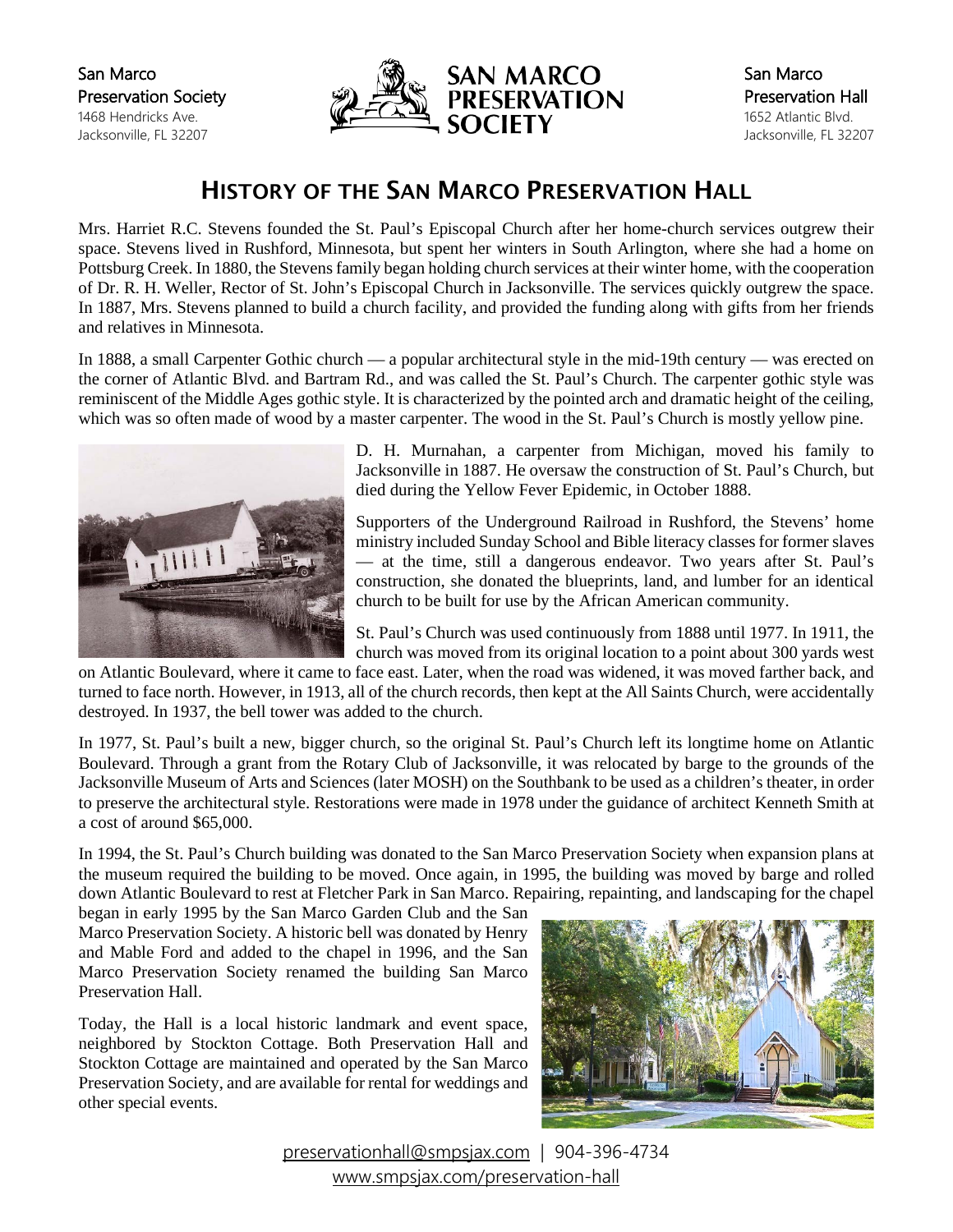San Marco Preservation Society
1468 Hendricks Ave.
Jacksonville, FL 32207

SAN MARCO PRESERVATION SOCIETY

San Marco Preservation Hall
1652 Atlantic Blvd.
Jacksonville, FL 32207

# HISTORY OF THE SAN MARCO PRESERVATION HALL

Mrs. Harriet R.C. Stevens founded the St. Paul's Episcopal Church after her home-church services outgrew their space. Stevens lived in Rushford, Minnesota, but spent her winters in South Arlington, where she had a home on Pottsburg Creek. In 1880, the Stevens family began holding church services at their winter home, with the cooperation of Dr. R. H. Weller, Rector of St. John's Episcopal Church in Jacksonville. The services quickly outgrew the space. In 1887, Mrs. Stevens planned to build a church facility, and provided the funding along with gifts from her friends and relatives in Minnesota.

In 1888, a small Carpenter Gothic church — a popular architectural style in the mid-19th century — was erected on the corner of Atlantic Blvd. and Bartram Rd., and was called the St. Paul's Church. The carpenter gothic style was reminiscent of the Middle Ages gothic style. It is characterized by the pointed arch and dramatic height of the ceiling, which was so often made of wood by a master carpenter. The wood in the St. Paul's Church is mostly yellow pine.

D. H. Murnahan, a carpenter from Michigan, moved his family to Jacksonville in 1887. He oversaw the construction of St. Paul's Church, but died during the Yellow Fever Epidemic, in October 1888.

Supporters of the Underground Railroad in Rushford, the Stevens' home ministry included Sunday School and Bible literacy classes for former slaves — at the time, still a dangerous endeavor. Two years after St. Paul's construction, she donated the blueprints, land, and lumber for an identical church to be built for use by the African American community.

St. Paul's Church was used continuously from 1888 until 1977. In 1911, the church was moved from its original location to a point about 300 yards west on Atlantic Boulevard, where it came to face east. Later, when the road was widened, it was moved farther back, and turned to face north. However, in 1913, all of the church records, then kept at the All Saints Church, were accidentally destroyed. In 1937, the bell tower was added to the church.

In 1977, St. Paul's built a new, bigger church, so the original St. Paul's Church left its longtime home on Atlantic Boulevard. Through a grant from the Rotary Club of Jacksonville, it was relocated by barge to the grounds of the Jacksonville Museum of Arts and Sciences (later MOSH) on the Southbank to be used as a children's theater, in order to preserve the architectural style. Restorations were made in 1978 under the guidance of architect Kenneth Smith at a cost of around $65,000.

In 1994, the St. Paul's Church building was donated to the San Marco Preservation Society when expansion plans at the museum required the building to be moved. Once again, in 1995, the building was moved by barge and rolled down Atlantic Boulevard to rest at Fletcher Park in San Marco. Repairing, repainting, and landscaping for the chapel began in early 1995 by the San Marco Garden Club and the San Marco Preservation Society. A historic bell was donated by Henry and Mable Ford and added to the chapel in 1996, and the San Marco Preservation Society renamed the building San Marco Preservation Hall.

Today, the Hall is a local historic landmark and event space, neighbored by Stockton Cottage. Both Preservation Hall and Stockton Cottage are maintained and operated by the San Marco Preservation Society, and are available for rental for weddings and other special events.

preservationhall@smpsjax.com | 904-396-4734
www.smpsjax.com/preservation-hall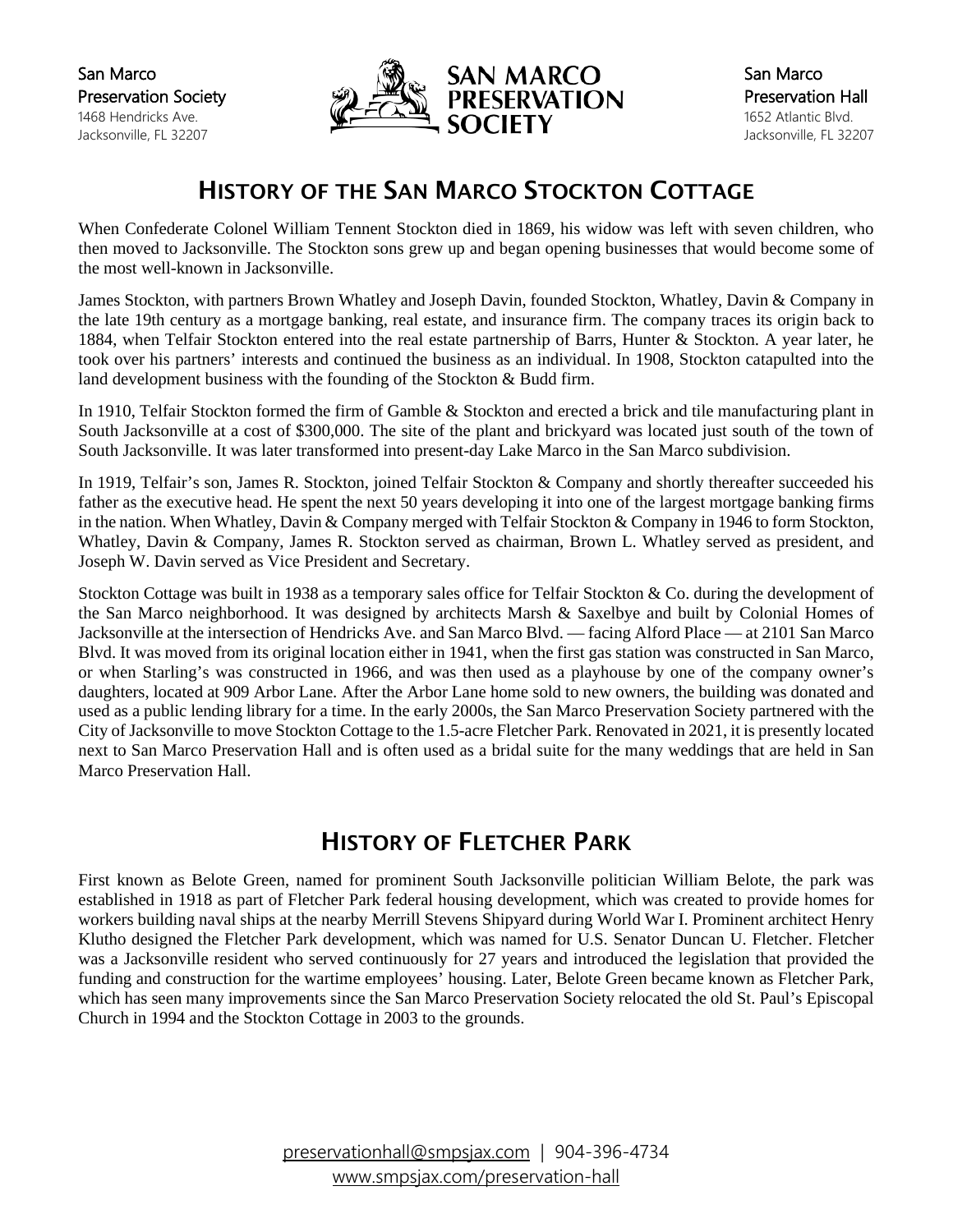San Marco
Preservation Society
1468 Hendricks Ave.
Jacksonville, FL 32207

SAN MARCO PRESERVATION SOCIETY

San Marco
Preservation Hall
1652 Atlantic Blvd.
Jacksonville, FL 32207

# History of the San Marco Stockton Cottage

When Confederate Colonel William Tennent Stockton died in 1869, his widow was left with seven children, who then moved to Jacksonville. The Stockton sons grew up and began opening businesses that would become some of the most well-known in Jacksonville.

James Stockton, with partners Brown Whatley and Joseph Davin, founded Stockton, Whatley, Davin & Company in the late 19th century as a mortgage banking, real estate, and insurance firm. The company traces its origin back to 1884, when Telfair Stockton entered into the real estate partnership of Barrs, Hunter & Stockton. A year later, he took over his partners' interests and continued the business as an individual. In 1908, Stockton catapulted into the land development business with the founding of the Stockton & Budd firm.

In 1910, Telfair Stockton formed the firm of Gamble & Stockton and erected a brick and tile manufacturing plant in South Jacksonville at a cost of $300,000. The site of the plant and brickyard was located just south of the town of South Jacksonville. It was later transformed into present-day Lake Marco in the San Marco subdivision.

In 1919, Telfair's son, James R. Stockton, joined Telfair Stockton & Company and shortly thereafter succeeded his father as the executive head. He spent the next 50 years developing it into one of the largest mortgage banking firms in the nation. When Whatley, Davin & Company merged with Telfair Stockton & Company in 1946 to form Stockton, Whatley, Davin & Company, James R. Stockton served as chairman, Brown L. Whatley served as president, and Joseph W. Davin served as Vice President and Secretary.

Stockton Cottage was built in 1938 as a temporary sales office for Telfair Stockton & Co. during the development of the San Marco neighborhood. It was designed by architects Marsh & Saxelbye and built by Colonial Homes of Jacksonville at the intersection of Hendricks Ave. and San Marco Blvd. — facing Alford Place — at 2101 San Marco Blvd. It was moved from its original location either in 1941, when the first gas station was constructed in San Marco, or when Starling's was constructed in 1966, and was then used as a playhouse by one of the company owner's daughters, located at 909 Arbor Lane. After the Arbor Lane home sold to new owners, the building was donated and used as a public lending library for a time. In the early 2000s, the San Marco Preservation Society partnered with the City of Jacksonville to move Stockton Cottage to the 1.5-acre Fletcher Park. Renovated in 2021, it is presently located next to San Marco Preservation Hall and is often used as a bridal suite for the many weddings that are held in San Marco Preservation Hall.

# History of Fletcher Park

First known as Belote Green, named for prominent South Jacksonville politician William Belote, the park was established in 1918 as part of Fletcher Park federal housing development, which was created to provide homes for workers building naval ships at the nearby Merrill Stevens Shipyard during World War I. Prominent architect Henry Klutho designed the Fletcher Park development, which was named for U.S. Senator Duncan U. Fletcher. Fletcher was a Jacksonville resident who served continuously for 27 years and introduced the legislation that provided the funding and construction for the wartime employees' housing. Later, Belote Green became known as Fletcher Park, which has seen many improvements since the San Marco Preservation Society relocated the old St. Paul's Episcopal Church in 1994 and the Stockton Cottage in 2003 to the grounds.

preservationhall@smpsjax.com | 904-396-4734
www.smpsjax.com/preservation-hall